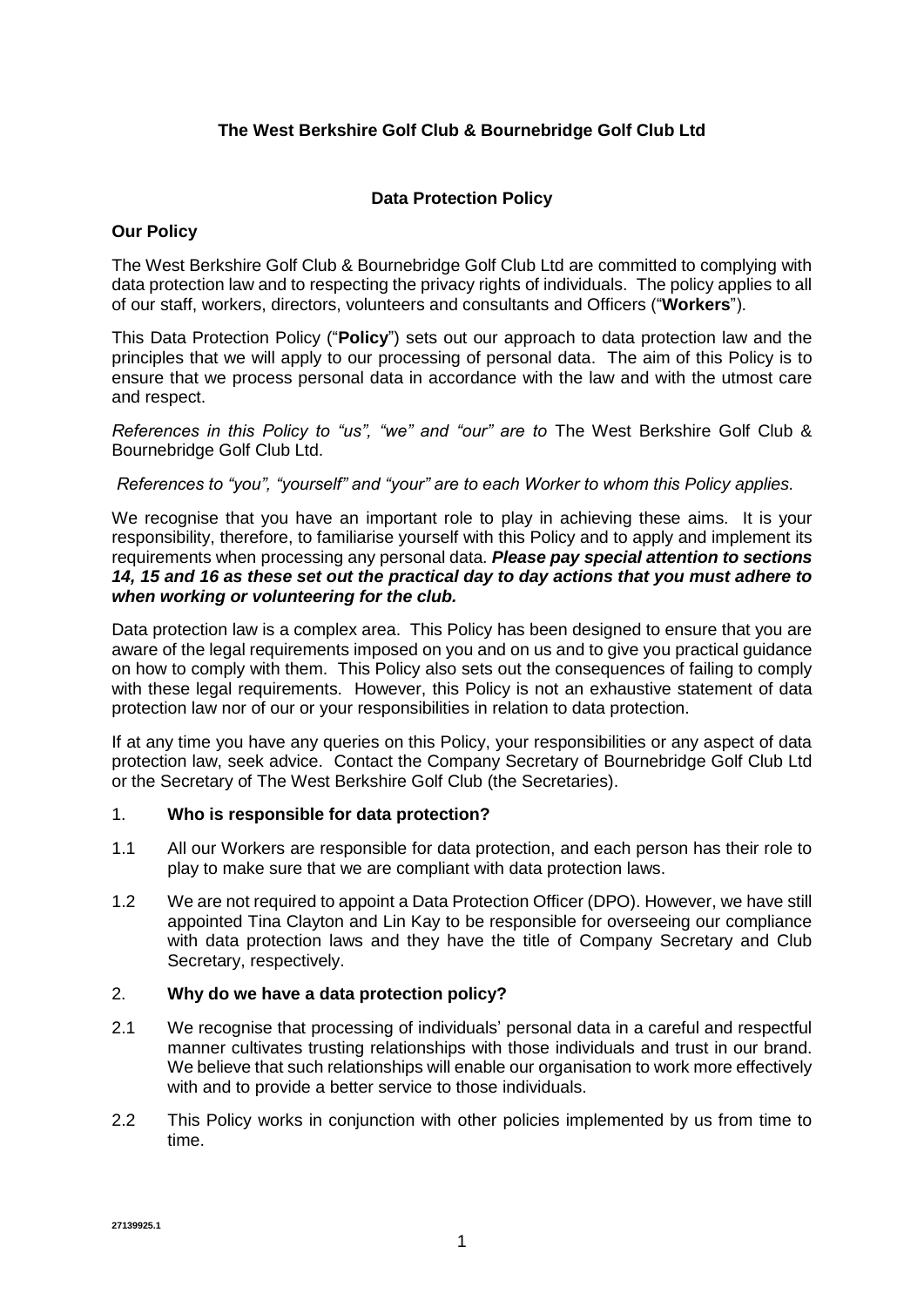**The West Berkshire Golf Club & Bournebridge Golf Club Ltd**

**Data Protection Policy**

**Our Policy**

The West Berkshire Golf Club & Bournebridge Golf Club Ltd are committed to complying with data protection law and to respecting the privacy rights of individuals. The policy applies to all of our staff, workers, directors, volunteers and consultants and Officers ("**Workers**").

This Data Protection Policy ("**Policy**") sets out our approach to data protection law and the principles that we will apply to our processing of personal data. The aim of this Policy is to ensure that we process personal data in accordance with the law and with the utmost care and respect.

*References in this Policy to "us", "we" and "our" are to* The West Berkshire Golf Club & Bournebridge Golf Club Ltd.

*References to "you", "yourself" and "your" are to each Worker to whom this Policy applies.*

We recognise that you have an important role to play in achieving these aims. It is your responsibility, therefore, to familiarise yourself with this Policy and to apply and implement its requirements when processing any personal data. ***Please pay special attention to sections 14, 15 and 16 as these set out the practical day to day actions that you must adhere to when working or volunteering for the club.***

Data protection law is a complex area. This Policy has been designed to ensure that you are aware of the legal requirements imposed on you and on us and to give you practical guidance on how to comply with them. This Policy also sets out the consequences of failing to comply with these legal requirements. However, this Policy is not an exhaustive statement of data protection law nor of our or your responsibilities in relation to data protection.

If at any time you have any queries on this Policy, your responsibilities or any aspect of data protection law, seek advice. Contact the Company Secretary of Bournebridge Golf Club Ltd or the Secretary of The West Berkshire Golf Club (the Secretaries).

## 1. Who is responsible for data protection?

1.1 All our Workers are responsible for data protection, and each person has their role to play to make sure that we are compliant with data protection laws.

1.2 We are not required to appoint a Data Protection Officer (DPO). However, we have still appointed Tina Clayton and Lin Kay to be responsible for overseeing our compliance with data protection laws and they have the title of Company Secretary and Club Secretary, respectively.

## 2. Why do we have a data protection policy?

2.1 We recognise that processing of individuals' personal data in a careful and respectful manner cultivates trusting relationships with those individuals and trust in our brand. We believe that such relationships will enable our organisation to work more effectively with and to provide a better service to those individuals.

2.2 This Policy works in conjunction with other policies implemented by us from time to time.

27139925.1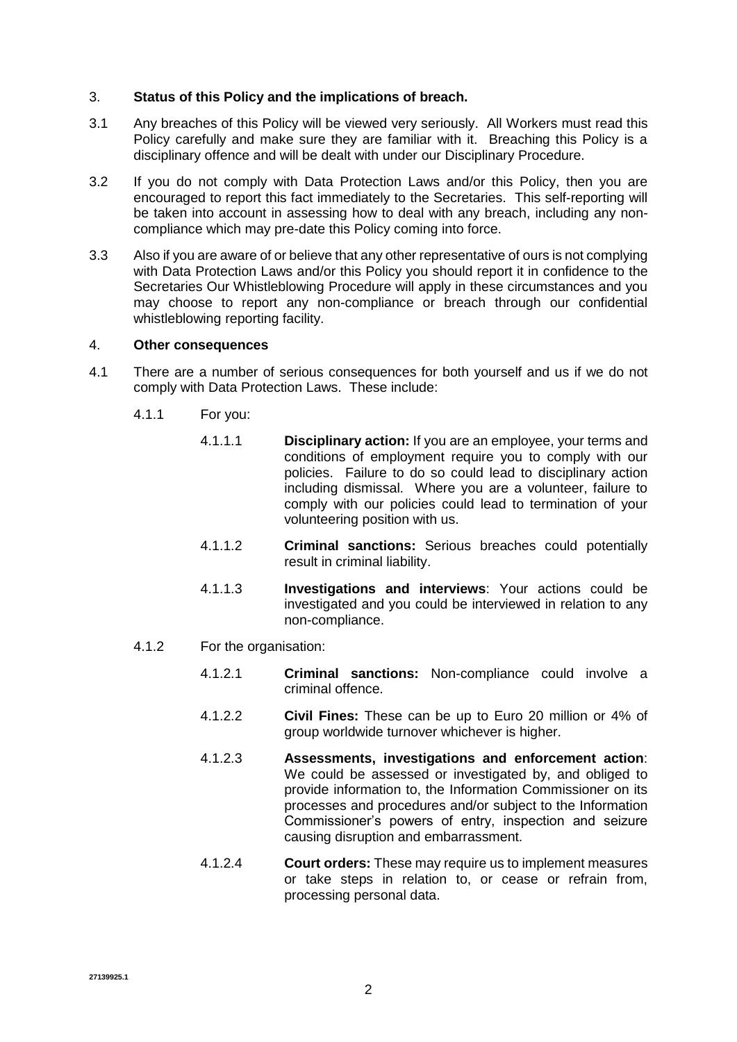## 3. Status of this Policy and the implications of breach.

3.1 Any breaches of this Policy will be viewed very seriously. All Workers must read this Policy carefully and make sure they are familiar with it. Breaching this Policy is a disciplinary offence and will be dealt with under our Disciplinary Procedure.

3.2 If you do not comply with Data Protection Laws and/or this Policy, then you are encouraged to report this fact immediately to the Secretaries. This self-reporting will be taken into account in assessing how to deal with any breach, including any non-compliance which may pre-date this Policy coming into force.

3.3 Also if you are aware of or believe that any other representative of ours is not complying with Data Protection Laws and/or this Policy you should report it in confidence to the Secretaries Our Whistleblowing Procedure will apply in these circumstances and you may choose to report any non-compliance or breach through our confidential whistleblowing reporting facility.

## 4. Other consequences

4.1 There are a number of serious consequences for both yourself and us if we do not comply with Data Protection Laws. These include:

4.1.1 For you:

4.1.1.1 **Disciplinary action:** If you are an employee, your terms and conditions of employment require you to comply with our policies. Failure to do so could lead to disciplinary action including dismissal. Where you are a volunteer, failure to comply with our policies could lead to termination of your volunteering position with us.

4.1.1.2 **Criminal sanctions:** Serious breaches could potentially result in criminal liability.

4.1.1.3 **Investigations and interviews**: Your actions could be investigated and you could be interviewed in relation to any non-compliance.

4.1.2 For the organisation:

4.1.2.1 **Criminal sanctions:** Non-compliance could involve a criminal offence.

4.1.2.2 **Civil Fines:** These can be up to Euro 20 million or 4% of group worldwide turnover whichever is higher.

4.1.2.3 **Assessments, investigations and enforcement action**: We could be assessed or investigated by, and obliged to provide information to, the Information Commissioner on its processes and procedures and/or subject to the Information Commissioner's powers of entry, inspection and seizure causing disruption and embarrassment.

4.1.2.4 **Court orders:** These may require us to implement measures or take steps in relation to, or cease or refrain from, processing personal data.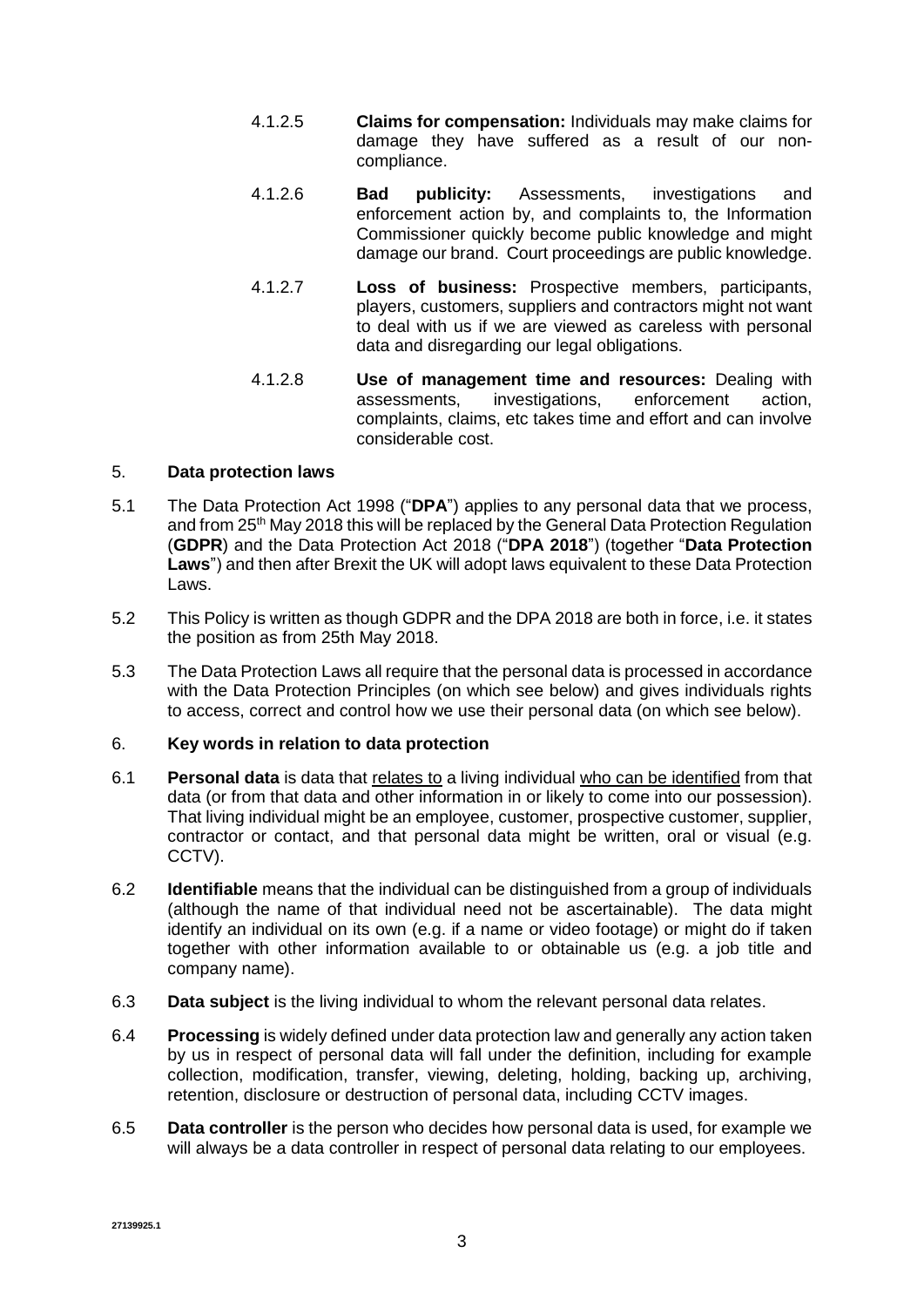4.1.2.5 **Claims for compensation:** Individuals may make claims for damage they have suffered as a result of our non-compliance.

4.1.2.6 **Bad publicity:** Assessments, investigations and enforcement action by, and complaints to, the Information Commissioner quickly become public knowledge and might damage our brand. Court proceedings are public knowledge.

4.1.2.7 **Loss of business:** Prospective members, participants, players, customers, suppliers and contractors might not want to deal with us if we are viewed as careless with personal data and disregarding our legal obligations.

4.1.2.8 **Use of management time and resources:** Dealing with assessments, investigations, enforcement action, complaints, claims, etc takes time and effort and can involve considerable cost.

## 5. **Data protection laws**

5.1 The Data Protection Act 1998 ("**DPA**") applies to any personal data that we process, and from 25th May 2018 this will be replaced by the General Data Protection Regulation (**GDPR**) and the Data Protection Act 2018 ("**DPA 2018**") (together "**Data Protection Laws**") and then after Brexit the UK will adopt laws equivalent to these Data Protection Laws.

5.2 This Policy is written as though GDPR and the DPA 2018 are both in force, i.e. it states the position as from 25th May 2018.

5.3 The Data Protection Laws all require that the personal data is processed in accordance with the Data Protection Principles (on which see below) and gives individuals rights to access, correct and control how we use their personal data (on which see below).

## 6. **Key words in relation to data protection**

6.1 **Personal data** is data that relates to a living individual who can be identified from that data (or from that data and other information in or likely to come into our possession). That living individual might be an employee, customer, prospective customer, supplier, contractor or contact, and that personal data might be written, oral or visual (e.g. CCTV).

6.2 **Identifiable** means that the individual can be distinguished from a group of individuals (although the name of that individual need not be ascertainable). The data might identify an individual on its own (e.g. if a name or video footage) or might do if taken together with other information available to or obtainable us (e.g. a job title and company name).

6.3 **Data subject** is the living individual to whom the relevant personal data relates.

6.4 **Processing** is widely defined under data protection law and generally any action taken by us in respect of personal data will fall under the definition, including for example collection, modification, transfer, viewing, deleting, holding, backing up, archiving, retention, disclosure or destruction of personal data, including CCTV images.

6.5 **Data controller** is the person who decides how personal data is used, for example we will always be a data controller in respect of personal data relating to our employees.

27139925.1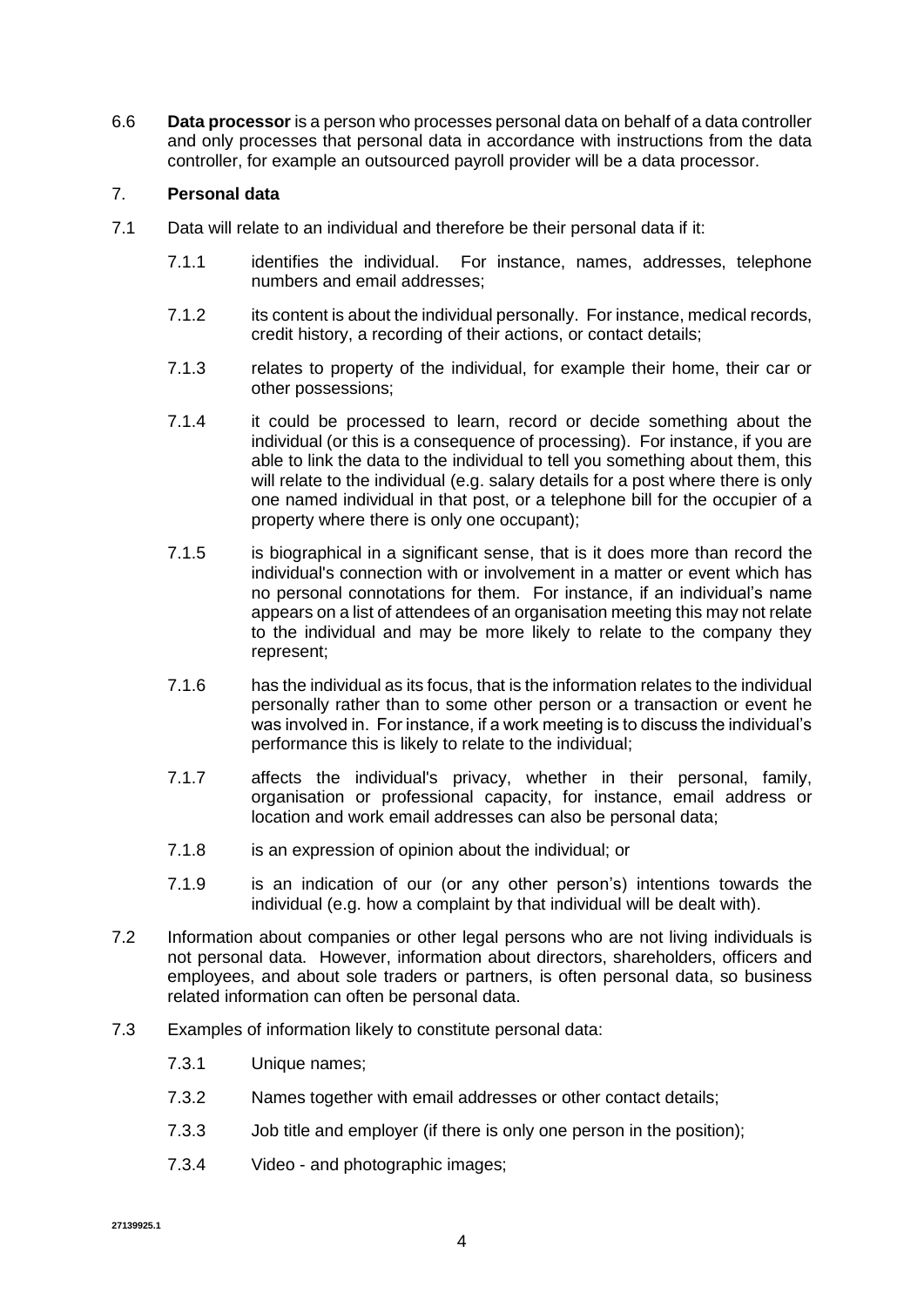6.6 **Data processor** is a person who processes personal data on behalf of a data controller and only processes that personal data in accordance with instructions from the data controller, for example an outsourced payroll provider will be a data processor.

## 7. Personal data

7.1 Data will relate to an individual and therefore be their personal data if it:

7.1.1 identifies the individual. For instance, names, addresses, telephone numbers and email addresses;

7.1.2 its content is about the individual personally. For instance, medical records, credit history, a recording of their actions, or contact details;

7.1.3 relates to property of the individual, for example their home, their car or other possessions;

7.1.4 it could be processed to learn, record or decide something about the individual (or this is a consequence of processing). For instance, if you are able to link the data to the individual to tell you something about them, this will relate to the individual (e.g. salary details for a post where there is only one named individual in that post, or a telephone bill for the occupier of a property where there is only one occupant);

7.1.5 is biographical in a significant sense, that is it does more than record the individual's connection with or involvement in a matter or event which has no personal connotations for them. For instance, if an individual's name appears on a list of attendees of an organisation meeting this may not relate to the individual and may be more likely to relate to the company they represent;

7.1.6 has the individual as its focus, that is the information relates to the individual personally rather than to some other person or a transaction or event he was involved in. For instance, if a work meeting is to discuss the individual's performance this is likely to relate to the individual;

7.1.7 affects the individual's privacy, whether in their personal, family, organisation or professional capacity, for instance, email address or location and work email addresses can also be personal data;

7.1.8 is an expression of opinion about the individual; or

7.1.9 is an indication of our (or any other person's) intentions towards the individual (e.g. how a complaint by that individual will be dealt with).

7.2 Information about companies or other legal persons who are not living individuals is not personal data. However, information about directors, shareholders, officers and employees, and about sole traders or partners, is often personal data, so business related information can often be personal data.

7.3 Examples of information likely to constitute personal data:

7.3.1 Unique names;

7.3.2 Names together with email addresses or other contact details;

7.3.3 Job title and employer (if there is only one person in the position);

7.3.4 Video - and photographic images;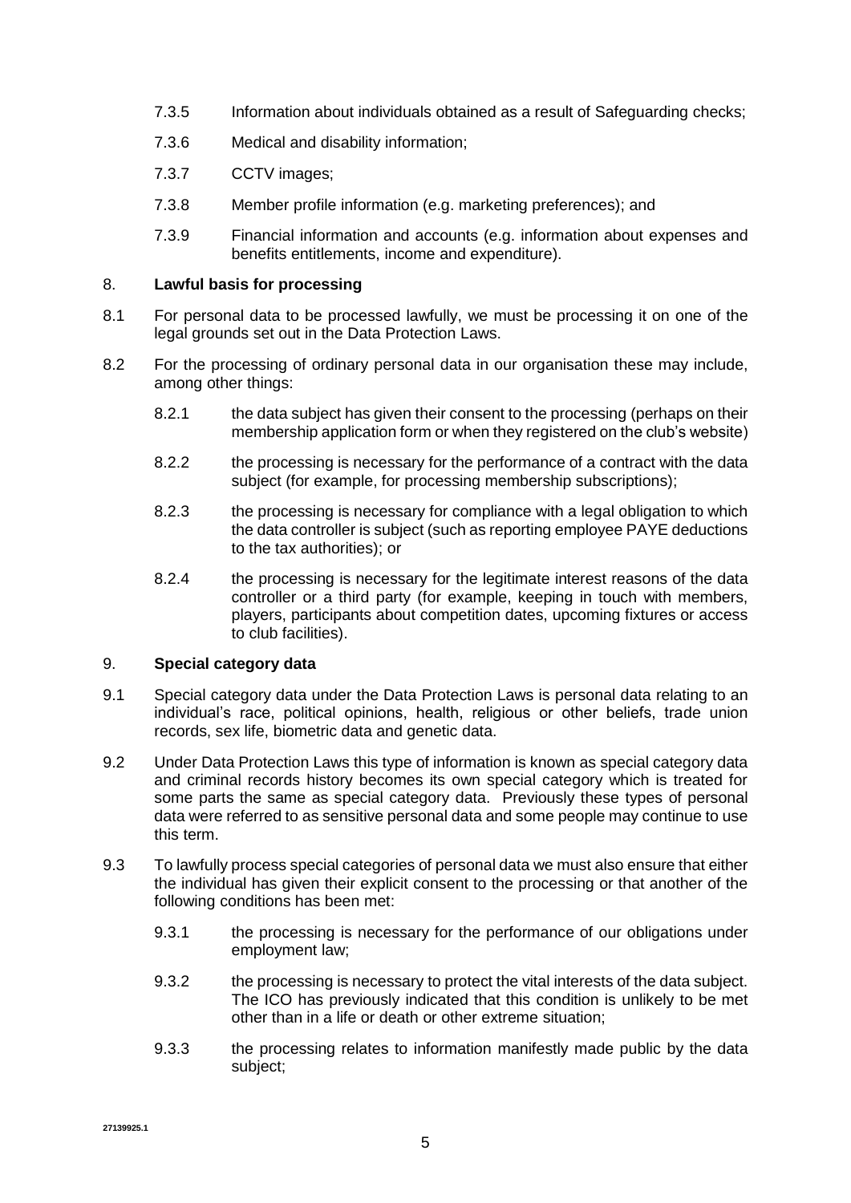7.3.5 Information about individuals obtained as a result of Safeguarding checks;

7.3.6 Medical and disability information;

7.3.7 CCTV images;

7.3.8 Member profile information (e.g. marketing preferences); and

7.3.9 Financial information and accounts (e.g. information about expenses and benefits entitlements, income and expenditure).

## 8. **Lawful basis for processing**

8.1 For personal data to be processed lawfully, we must be processing it on one of the legal grounds set out in the Data Protection Laws.

8.2 For the processing of ordinary personal data in our organisation these may include, among other things:

8.2.1 the data subject has given their consent to the processing (perhaps on their membership application form or when they registered on the club's website)

8.2.2 the processing is necessary for the performance of a contract with the data subject (for example, for processing membership subscriptions);

8.2.3 the processing is necessary for compliance with a legal obligation to which the data controller is subject (such as reporting employee PAYE deductions to the tax authorities); or

8.2.4 the processing is necessary for the legitimate interest reasons of the data controller or a third party (for example, keeping in touch with members, players, participants about competition dates, upcoming fixtures or access to club facilities).

## 9. **Special category data**

9.1 Special category data under the Data Protection Laws is personal data relating to an individual's race, political opinions, health, religious or other beliefs, trade union records, sex life, biometric data and genetic data.

9.2 Under Data Protection Laws this type of information is known as special category data and criminal records history becomes its own special category which is treated for some parts the same as special category data. Previously these types of personal data were referred to as sensitive personal data and some people may continue to use this term.

9.3 To lawfully process special categories of personal data we must also ensure that either the individual has given their explicit consent to the processing or that another of the following conditions has been met:

9.3.1 the processing is necessary for the performance of our obligations under employment law;

9.3.2 the processing is necessary to protect the vital interests of the data subject. The ICO has previously indicated that this condition is unlikely to be met other than in a life or death or other extreme situation;

9.3.3 the processing relates to information manifestly made public by the data subject;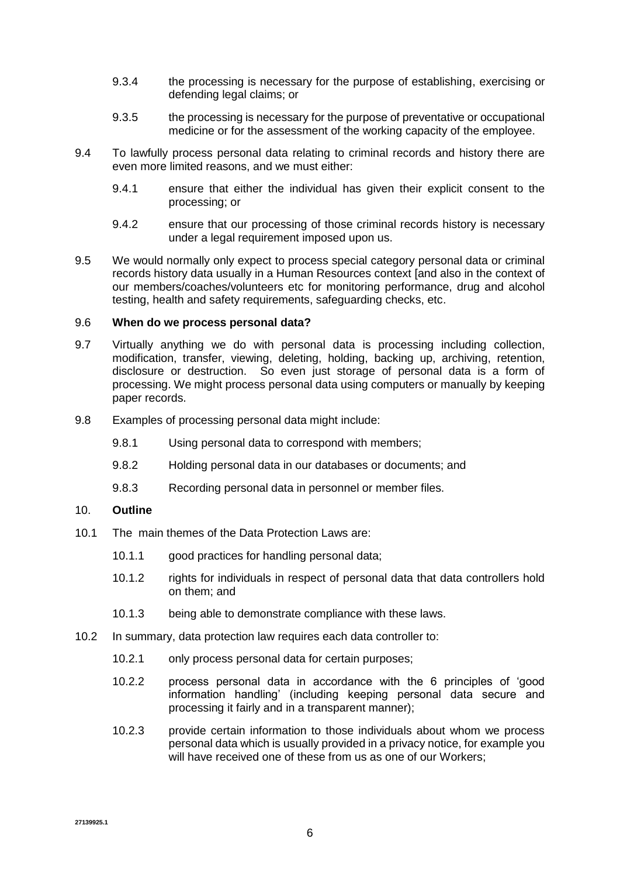9.3.4 the processing is necessary for the purpose of establishing, exercising or defending legal claims; or

9.3.5 the processing is necessary for the purpose of preventative or occupational medicine or for the assessment of the working capacity of the employee.

9.4 To lawfully process personal data relating to criminal records and history there are even more limited reasons, and we must either:

9.4.1 ensure that either the individual has given their explicit consent to the processing; or

9.4.2 ensure that our processing of those criminal records history is necessary under a legal requirement imposed upon us.

9.5 We would normally only expect to process special category personal data or criminal records history data usually in a Human Resources context [and also in the context of our members/coaches/volunteers etc for monitoring performance, drug and alcohol testing, health and safety requirements, safeguarding checks, etc.

9.6 **When do we process personal data?**

9.7 Virtually anything we do with personal data is processing including collection, modification, transfer, viewing, deleting, holding, backing up, archiving, retention, disclosure or destruction. So even just storage of personal data is a form of processing. We might process personal data using computers or manually by keeping paper records.

9.8 Examples of processing personal data might include:

9.8.1 Using personal data to correspond with members;

9.8.2 Holding personal data in our databases or documents; and

9.8.3 Recording personal data in personnel or member files.

## 10. **Outline**

10.1 The main themes of the Data Protection Laws are:

10.1.1 good practices for handling personal data;

10.1.2 rights for individuals in respect of personal data that data controllers hold on them; and

10.1.3 being able to demonstrate compliance with these laws.

10.2 In summary, data protection law requires each data controller to:

10.2.1 only process personal data for certain purposes;

10.2.2 process personal data in accordance with the 6 principles of 'good information handling' (including keeping personal data secure and processing it fairly and in a transparent manner);

10.2.3 provide certain information to those individuals about whom we process personal data which is usually provided in a privacy notice, for example you will have received one of these from us as one of our Workers;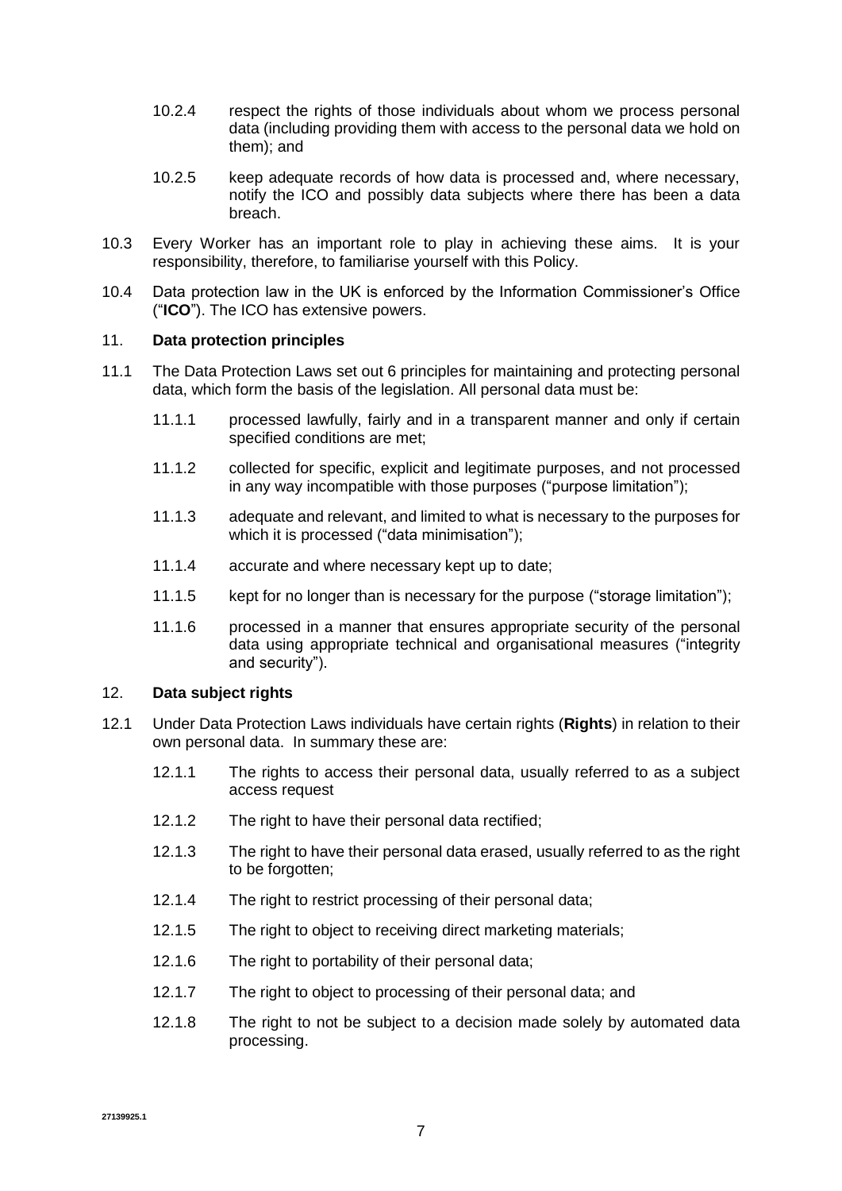10.2.4 respect the rights of those individuals about whom we process personal data (including providing them with access to the personal data we hold on them); and

10.2.5 keep adequate records of how data is processed and, where necessary, notify the ICO and possibly data subjects where there has been a data breach.

10.3 Every Worker has an important role to play in achieving these aims. It is your responsibility, therefore, to familiarise yourself with this Policy.

10.4 Data protection law in the UK is enforced by the Information Commissioner's Office ("**ICO**"). The ICO has extensive powers.

## 11. **Data protection principles**

11.1 The Data Protection Laws set out 6 principles for maintaining and protecting personal data, which form the basis of the legislation. All personal data must be:

11.1.1 processed lawfully, fairly and in a transparent manner and only if certain specified conditions are met;

11.1.2 collected for specific, explicit and legitimate purposes, and not processed in any way incompatible with those purposes ("purpose limitation");

11.1.3 adequate and relevant, and limited to what is necessary to the purposes for which it is processed ("data minimisation");

11.1.4 accurate and where necessary kept up to date;

11.1.5 kept for no longer than is necessary for the purpose ("storage limitation");

11.1.6 processed in a manner that ensures appropriate security of the personal data using appropriate technical and organisational measures ("integrity and security").

## 12. **Data subject rights**

12.1 Under Data Protection Laws individuals have certain rights (**Rights**) in relation to their own personal data. In summary these are:

12.1.1 The rights to access their personal data, usually referred to as a subject access request

12.1.2 The right to have their personal data rectified;

12.1.3 The right to have their personal data erased, usually referred to as the right to be forgotten;

12.1.4 The right to restrict processing of their personal data;

12.1.5 The right to object to receiving direct marketing materials;

12.1.6 The right to portability of their personal data;

12.1.7 The right to object to processing of their personal data; and

12.1.8 The right to not be subject to a decision made solely by automated data processing.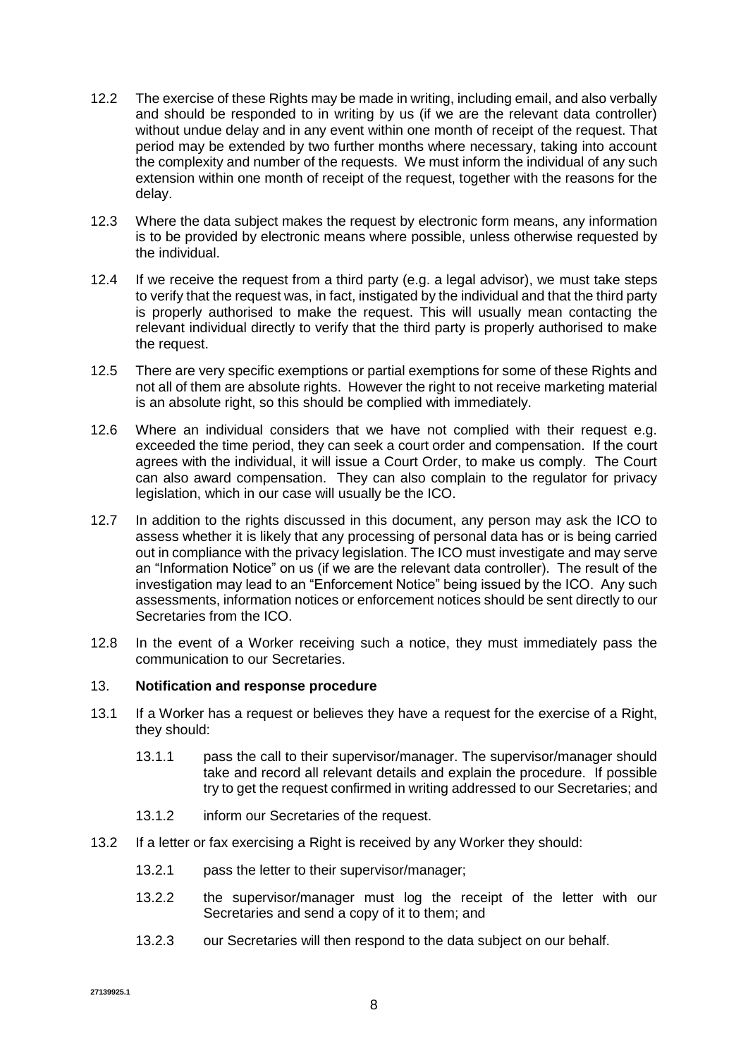12.2 The exercise of these Rights may be made in writing, including email, and also verbally and should be responded to in writing by us (if we are the relevant data controller) without undue delay and in any event within one month of receipt of the request. That period may be extended by two further months where necessary, taking into account the complexity and number of the requests. We must inform the individual of any such extension within one month of receipt of the request, together with the reasons for the delay.

12.3 Where the data subject makes the request by electronic form means, any information is to be provided by electronic means where possible, unless otherwise requested by the individual.

12.4 If we receive the request from a third party (e.g. a legal advisor), we must take steps to verify that the request was, in fact, instigated by the individual and that the third party is properly authorised to make the request. This will usually mean contacting the relevant individual directly to verify that the third party is properly authorised to make the request.

12.5 There are very specific exemptions or partial exemptions for some of these Rights and not all of them are absolute rights. However the right to not receive marketing material is an absolute right, so this should be complied with immediately.

12.6 Where an individual considers that we have not complied with their request e.g. exceeded the time period, they can seek a court order and compensation. If the court agrees with the individual, it will issue a Court Order, to make us comply. The Court can also award compensation. They can also complain to the regulator for privacy legislation, which in our case will usually be the ICO.

12.7 In addition to the rights discussed in this document, any person may ask the ICO to assess whether it is likely that any processing of personal data has or is being carried out in compliance with the privacy legislation. The ICO must investigate and may serve an "Information Notice" on us (if we are the relevant data controller). The result of the investigation may lead to an "Enforcement Notice" being issued by the ICO. Any such assessments, information notices or enforcement notices should be sent directly to our Secretaries from the ICO.

12.8 In the event of a Worker receiving such a notice, they must immediately pass the communication to our Secretaries.

## 13. **Notification and response procedure**

13.1 If a Worker has a request or believes they have a request for the exercise of a Right, they should:

13.1.1 pass the call to their supervisor/manager. The supervisor/manager should take and record all relevant details and explain the procedure. If possible try to get the request confirmed in writing addressed to our Secretaries; and

13.1.2 inform our Secretaries of the request.

13.2 If a letter or fax exercising a Right is received by any Worker they should:

13.2.1 pass the letter to their supervisor/manager;

13.2.2 the supervisor/manager must log the receipt of the letter with our Secretaries and send a copy of it to them; and

13.2.3 our Secretaries will then respond to the data subject on our behalf.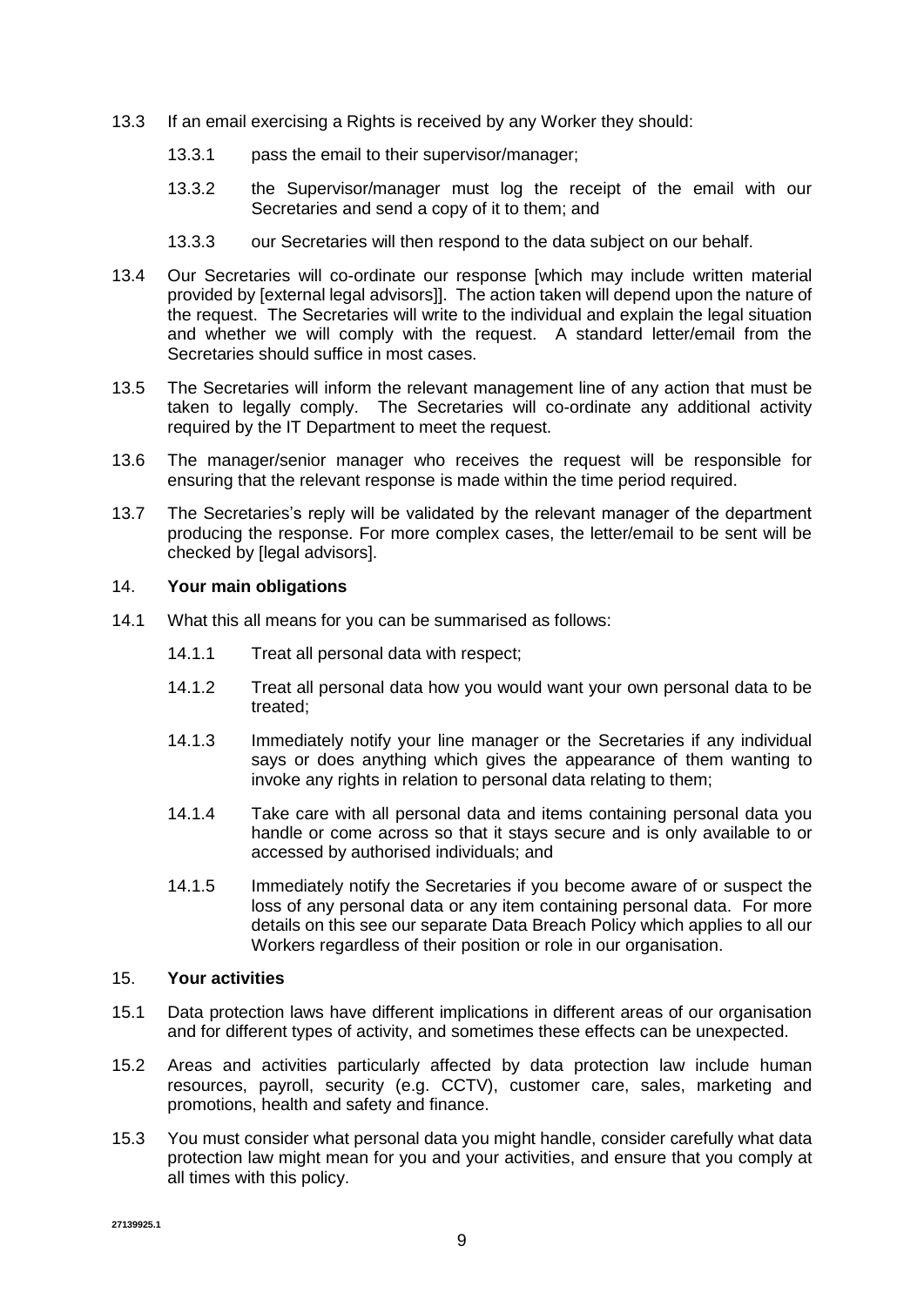13.3 If an email exercising a Rights is received by any Worker they should:

13.3.1 pass the email to their supervisor/manager;

13.3.2 the Supervisor/manager must log the receipt of the email with our Secretaries and send a copy of it to them; and

13.3.3 our Secretaries will then respond to the data subject on our behalf.

13.4 Our Secretaries will co-ordinate our response [which may include written material provided by [external legal advisors]]. The action taken will depend upon the nature of the request. The Secretaries will write to the individual and explain the legal situation and whether we will comply with the request. A standard letter/email from the Secretaries should suffice in most cases.

13.5 The Secretaries will inform the relevant management line of any action that must be taken to legally comply. The Secretaries will co-ordinate any additional activity required by the IT Department to meet the request.

13.6 The manager/senior manager who receives the request will be responsible for ensuring that the relevant response is made within the time period required.

13.7 The Secretaries's reply will be validated by the relevant manager of the department producing the response. For more complex cases, the letter/email to be sent will be checked by [legal advisors].

## 14. **Your main obligations**

14.1 What this all means for you can be summarised as follows:

14.1.1 Treat all personal data with respect;

14.1.2 Treat all personal data how you would want your own personal data to be treated;

14.1.3 Immediately notify your line manager or the Secretaries if any individual says or does anything which gives the appearance of them wanting to invoke any rights in relation to personal data relating to them;

14.1.4 Take care with all personal data and items containing personal data you handle or come across so that it stays secure and is only available to or accessed by authorised individuals; and

14.1.5 Immediately notify the Secretaries if you become aware of or suspect the loss of any personal data or any item containing personal data. For more details on this see our separate Data Breach Policy which applies to all our Workers regardless of their position or role in our organisation.

## 15. **Your activities**

15.1 Data protection laws have different implications in different areas of our organisation and for different types of activity, and sometimes these effects can be unexpected.

15.2 Areas and activities particularly affected by data protection law include human resources, payroll, security (e.g. CCTV), customer care, sales, marketing and promotions, health and safety and finance.

15.3 You must consider what personal data you might handle, consider carefully what data protection law might mean for you and your activities, and ensure that you comply at all times with this policy.

27139925.1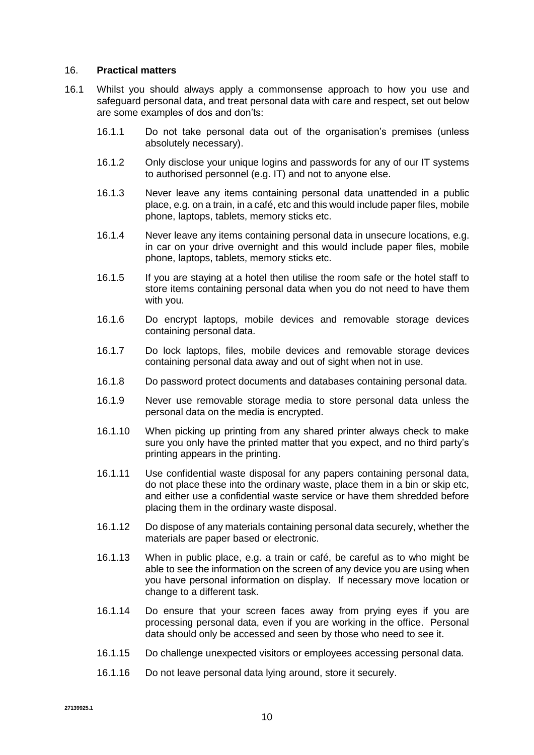## 16. **Practical matters**

16.1 Whilst you should always apply a commonsense approach to how you use and safeguard personal data, and treat personal data with care and respect, set out below are some examples of dos and don'ts:

16.1.1 Do not take personal data out of the organisation's premises (unless absolutely necessary).

16.1.2 Only disclose your unique logins and passwords for any of our IT systems to authorised personnel (e.g. IT) and not to anyone else.

16.1.3 Never leave any items containing personal data unattended in a public place, e.g. on a train, in a café, etc and this would include paper files, mobile phone, laptops, tablets, memory sticks etc.

16.1.4 Never leave any items containing personal data in unsecure locations, e.g. in car on your drive overnight and this would include paper files, mobile phone, laptops, tablets, memory sticks etc.

16.1.5 If you are staying at a hotel then utilise the room safe or the hotel staff to store items containing personal data when you do not need to have them with you.

16.1.6 Do encrypt laptops, mobile devices and removable storage devices containing personal data.

16.1.7 Do lock laptops, files, mobile devices and removable storage devices containing personal data away and out of sight when not in use.

16.1.8 Do password protect documents and databases containing personal data.

16.1.9 Never use removable storage media to store personal data unless the personal data on the media is encrypted.

16.1.10 When picking up printing from any shared printer always check to make sure you only have the printed matter that you expect, and no third party's printing appears in the printing.

16.1.11 Use confidential waste disposal for any papers containing personal data, do not place these into the ordinary waste, place them in a bin or skip etc, and either use a confidential waste service or have them shredded before placing them in the ordinary waste disposal.

16.1.12 Do dispose of any materials containing personal data securely, whether the materials are paper based or electronic.

16.1.13 When in public place, e.g. a train or café, be careful as to who might be able to see the information on the screen of any device you are using when you have personal information on display. If necessary move location or change to a different task.

16.1.14 Do ensure that your screen faces away from prying eyes if you are processing personal data, even if you are working in the office. Personal data should only be accessed and seen by those who need to see it.

16.1.15 Do challenge unexpected visitors or employees accessing personal data.

16.1.16 Do not leave personal data lying around, store it securely.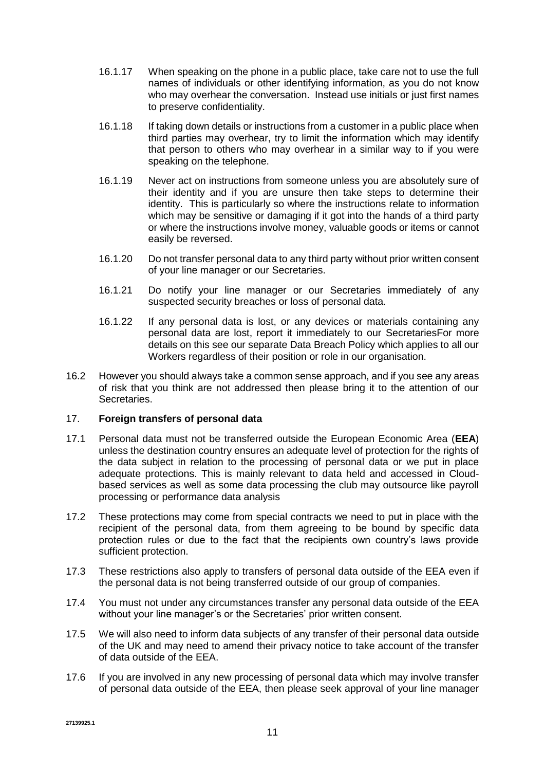16.1.17 When speaking on the phone in a public place, take care not to use the full names of individuals or other identifying information, as you do not know who may overhear the conversation. Instead use initials or just first names to preserve confidentiality.

16.1.18 If taking down details or instructions from a customer in a public place when third parties may overhear, try to limit the information which may identify that person to others who may overhear in a similar way to if you were speaking on the telephone.

16.1.19 Never act on instructions from someone unless you are absolutely sure of their identity and if you are unsure then take steps to determine their identity. This is particularly so where the instructions relate to information which may be sensitive or damaging if it got into the hands of a third party or where the instructions involve money, valuable goods or items or cannot easily be reversed.

16.1.20 Do not transfer personal data to any third party without prior written consent of your line manager or our Secretaries.

16.1.21 Do notify your line manager or our Secretaries immediately of any suspected security breaches or loss of personal data.

16.1.22 If any personal data is lost, or any devices or materials containing any personal data are lost, report it immediately to our SecretariesFor more details on this see our separate Data Breach Policy which applies to all our Workers regardless of their position or role in our organisation.

16.2 However you should always take a common sense approach, and if you see any areas of risk that you think are not addressed then please bring it to the attention of our Secretaries.

## 17. **Foreign transfers of personal data**

17.1 Personal data must not be transferred outside the European Economic Area (**EEA**) unless the destination country ensures an adequate level of protection for the rights of the data subject in relation to the processing of personal data or we put in place adequate protections. This is mainly relevant to data held and accessed in Cloud-based services as well as some data processing the club may outsource like payroll processing or performance data analysis

17.2 These protections may come from special contracts we need to put in place with the recipient of the personal data, from them agreeing to be bound by specific data protection rules or due to the fact that the recipients own country's laws provide sufficient protection.

17.3 These restrictions also apply to transfers of personal data outside of the EEA even if the personal data is not being transferred outside of our group of companies.

17.4 You must not under any circumstances transfer any personal data outside of the EEA without your line manager's or the Secretaries' prior written consent.

17.5 We will also need to inform data subjects of any transfer of their personal data outside of the UK and may need to amend their privacy notice to take account of the transfer of data outside of the EEA.

17.6 If you are involved in any new processing of personal data which may involve transfer of personal data outside of the EEA, then please seek approval of your line manager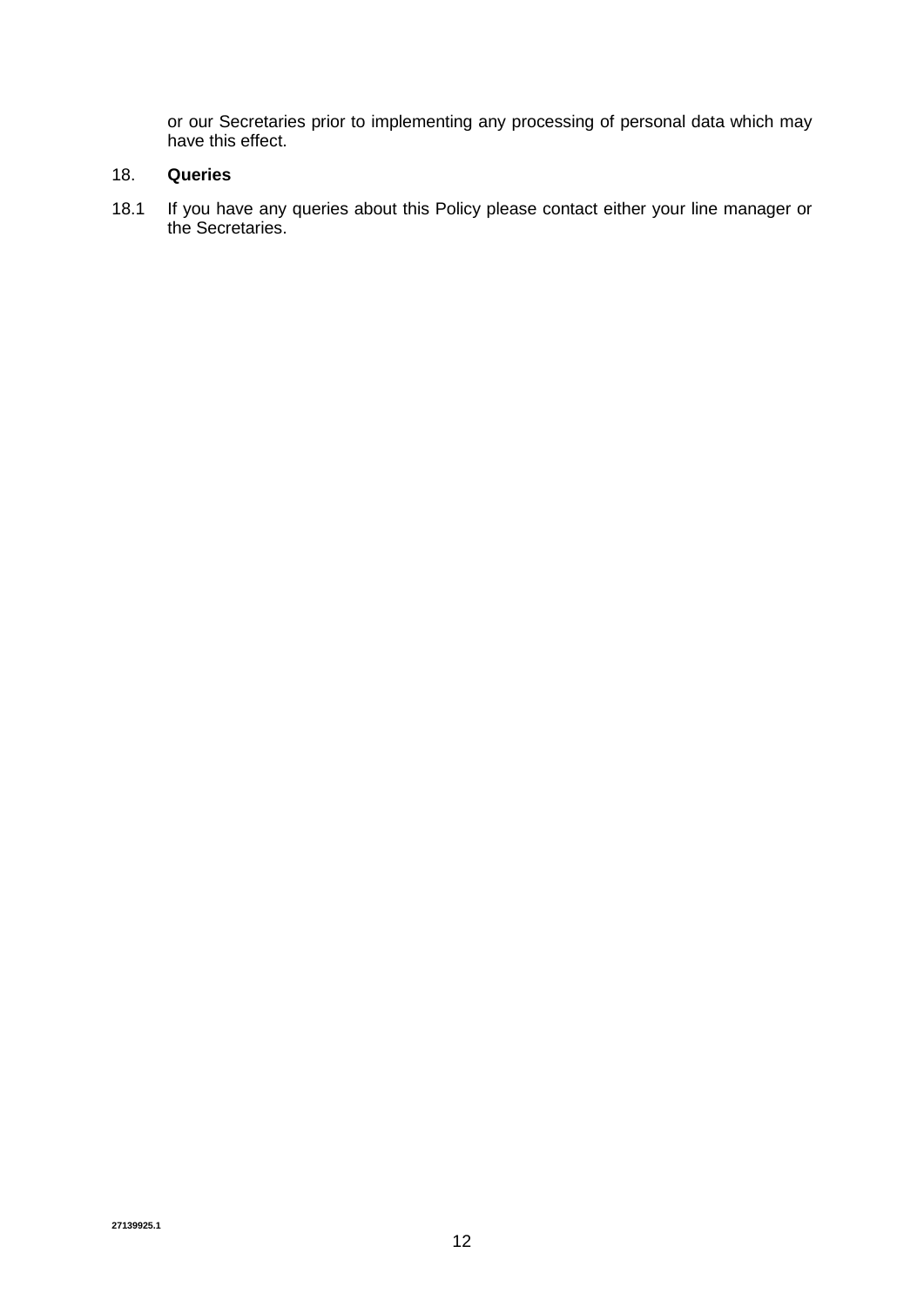or our Secretaries prior to implementing any processing of personal data which may have this effect.

## 18. Queries

18.1 If you have any queries about this Policy please contact either your line manager or the Secretaries.

27139925.1